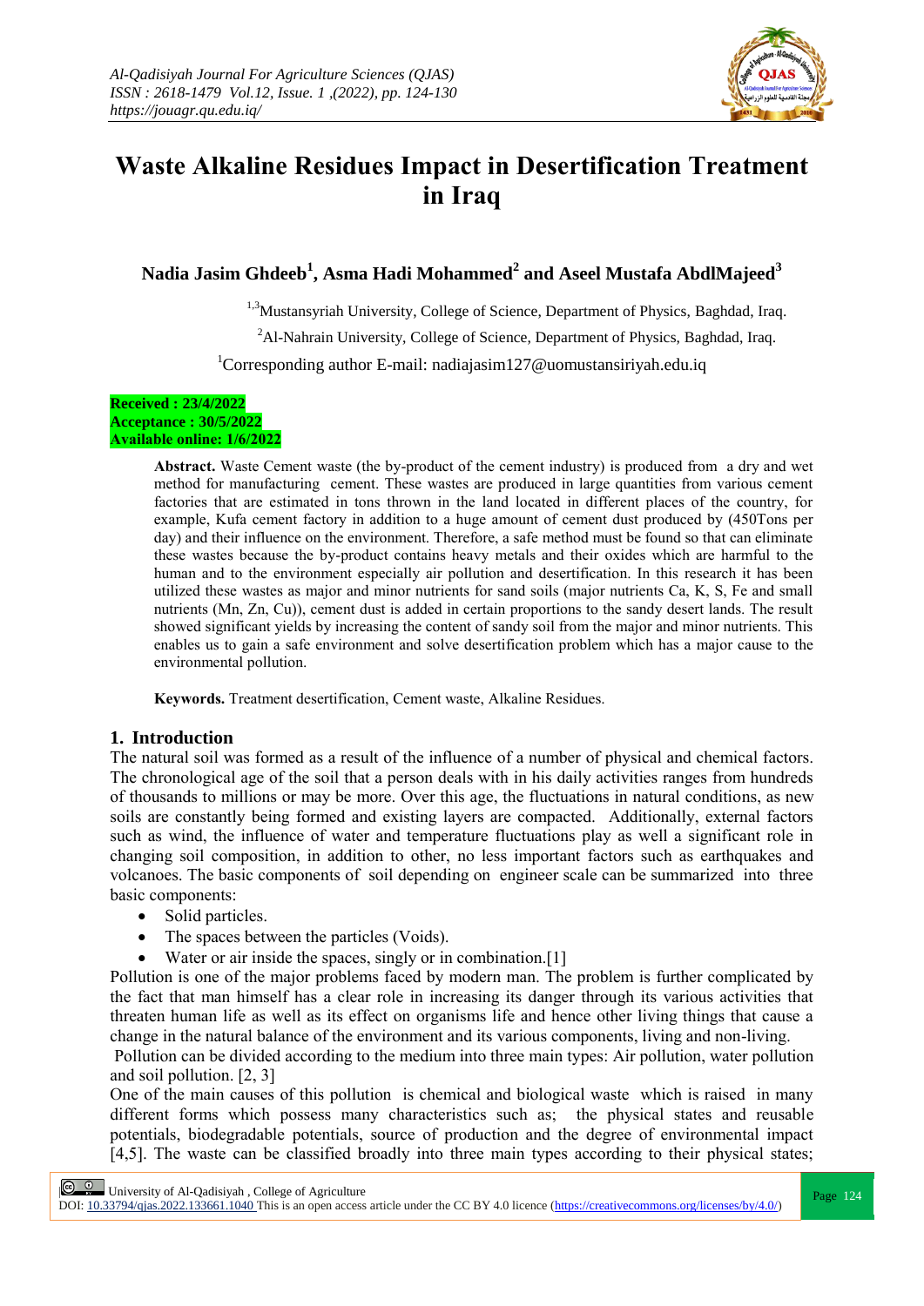# Waste Alkaline Residues Impact in Desertification Treatment in Iraq

**Nadia Jasim Ghdeeb[1], Asma Hadi Mohammed[2] and Aseel Mustafa AbdlMajeed[3]**

[1,3]Mustansyriah University, College of Science, Department of Physics, Baghdad, Iraq.

[2]Al-Nahrain University, College of Science, Department of Physics, Baghdad, Iraq.

[1]Corresponding author E-mail: nadiajasim127@uomustansiriyah.edu.iq

**Received : 23/4/2022**
**Acceptance : 30/5/2022**
**Available online: 1/6/2022**

**Abstract.** Waste Cement waste (the by-product of the cement industry) is produced from a dry and wet method for manufacturing cement. These wastes are produced in large quantities from various cement factories that are estimated in tons thrown in the land located in different places of the country, for example, Kufa cement factory in addition to a huge amount of cement dust produced by (450Tons per day) and their influence on the environment. Therefore, a safe method must be found so that can eliminate these wastes because the by-product contains heavy metals and their oxides which are harmful to the human and to the environment especially air pollution and desertification. In this research it has been utilized these wastes as major and minor nutrients for sand soils (major nutrients Ca, K, S, Fe and small nutrients (Mn, Zn, Cu)), cement dust is added in certain proportions to the sandy desert lands. The result showed significant yields by increasing the content of sandy soil from the major and minor nutrients. This enables us to gain a safe environment and solve desertification problem which has a major cause to the environmental pollution.

**Keywords.** Treatment desertification, Cement waste, Alkaline Residues.

## 1. Introduction

The natural soil was formed as a result of the influence of a number of physical and chemical factors. The chronological age of the soil that a person deals with in his daily activities ranges from hundreds of thousands to millions or may be more. Over this age, the fluctuations in natural conditions, as new soils are constantly being formed and existing layers are compacted. Additionally, external factors such as wind, the influence of water and temperature fluctuations play as well a significant role in changing soil composition, in addition to other, no less important factors such as earthquakes and volcanoes. The basic components of soil depending on engineer scale can be summarized into three basic components:

- Solid particles.
- The spaces between the particles (Voids).
- Water or air inside the spaces, singly or in combination.[1]

Pollution is one of the major problems faced by modern man. The problem is further complicated by the fact that man himself has a clear role in increasing its danger through its various activities that threaten human life as well as its effect on organisms life and hence other living things that cause a change in the natural balance of the environment and its various components, living and non-living.

Pollution can be divided according to the medium into three main types: Air pollution, water pollution and soil pollution. [2, 3]

One of the main causes of this pollution is chemical and biological waste which is raised in many different forms which possess many characteristics such as; the physical states and reusable potentials, biodegradable potentials, source of production and the degree of environmental impact [4,5]. The waste can be classified broadly into three main types according to their physical states;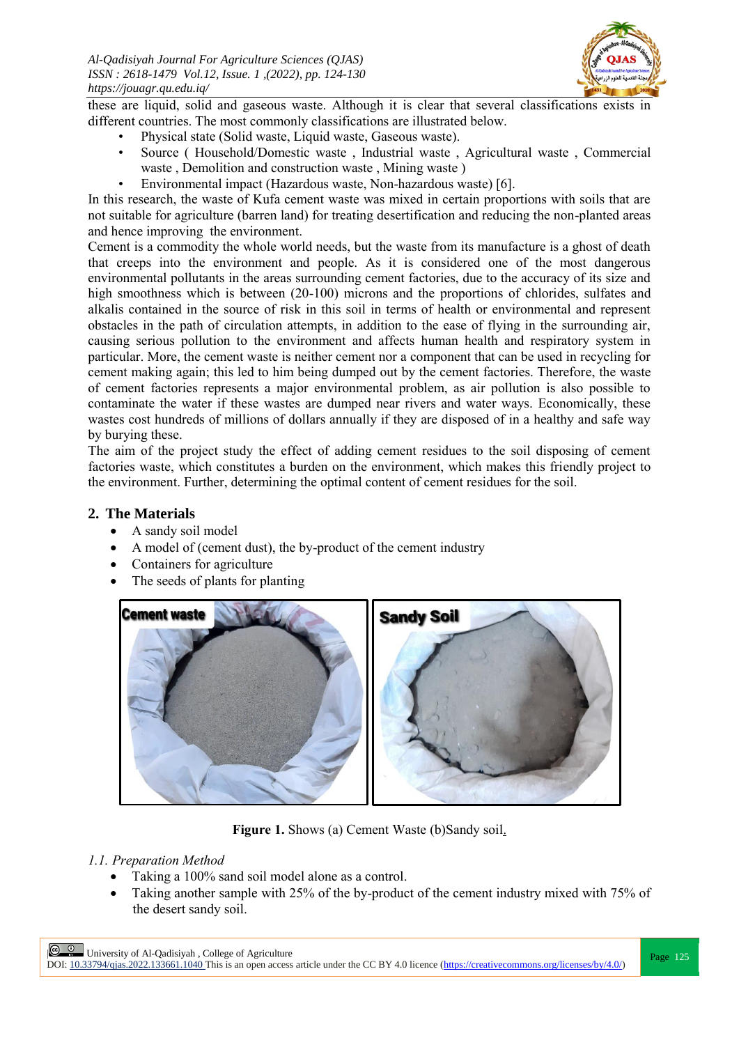these are liquid, solid and gaseous waste. Although it is clear that several classifications exists in different countries. The most commonly classifications are illustrated below.

- Physical state (Solid waste, Liquid waste, Gaseous waste).
- Source ( Household/Domestic waste , Industrial waste , Agricultural waste , Commercial waste , Demolition and construction waste , Mining waste )
- Environmental impact (Hazardous waste, Non-hazardous waste) [6].

In this research, the waste of Kufa cement waste was mixed in certain proportions with soils that are not suitable for agriculture (barren land) for treating desertification and reducing the non-planted areas and hence improving the environment.

Cement is a commodity the whole world needs, but the waste from its manufacture is a ghost of death that creeps into the environment and people. As it is considered one of the most dangerous environmental pollutants in the areas surrounding cement factories, due to the accuracy of its size and high smoothness which is between (20-100) microns and the proportions of chlorides, sulfates and alkalis contained in the source of risk in this soil in terms of health or environmental and represent obstacles in the path of circulation attempts, in addition to the ease of flying in the surrounding air, causing serious pollution to the environment and affects human health and respiratory system in particular. More, the cement waste is neither cement nor a component that can be used in recycling for cement making again; this led to him being dumped out by the cement factories. Therefore, the waste of cement factories represents a major environmental problem, as air pollution is also possible to contaminate the water if these wastes are dumped near rivers and water ways. Economically, these wastes cost hundreds of millions of dollars annually if they are disposed of in a healthy and safe way by burying these.

The aim of the project study the effect of adding cement residues to the soil disposing of cement factories waste, which constitutes a burden on the environment, which makes this friendly project to the environment. Further, determining the optimal content of cement residues for the soil.

## 2. The Materials

- A sandy soil model
- A model of (cement dust), the by-product of the cement industry
- Containers for agriculture
- The seeds of plants for planting

**Figure 1.** Shows (a) Cement Waste (b)Sandy soil.

### *1.1. Preparation Method*

- Taking a 100% sand soil model alone as a control.
- Taking another sample with 25% of the by-product of the cement industry mixed with 75% of the desert sandy soil.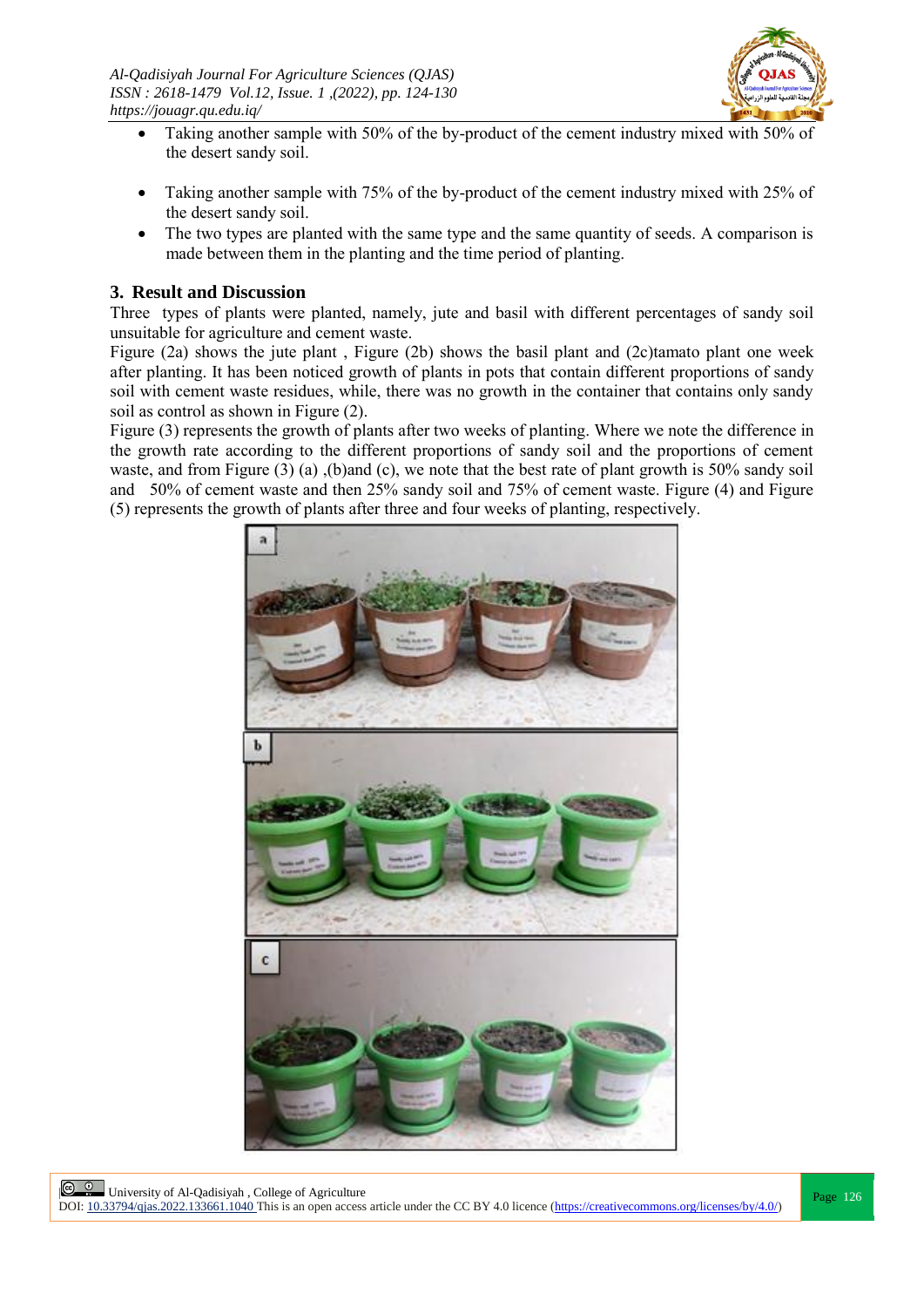- Taking another sample with 50% of the by-product of the cement industry mixed with 50% of the desert sandy soil.

- Taking another sample with 75% of the by-product of the cement industry mixed with 25% of the desert sandy soil.
- The two types are planted with the same type and the same quantity of seeds. A comparison is made between them in the planting and the time period of planting.

## 3. Result and Discussion

Three types of plants were planted, namely, jute and basil with different percentages of sandy soil unsuitable for agriculture and cement waste.

Figure (2a) shows the jute plant , Figure (2b) shows the basil plant and (2c)tamato plant one week after planting. It has been noticed growth of plants in pots that contain different proportions of sandy soil with cement waste residues, while, there was no growth in the container that contains only sandy soil as control as shown in Figure (2).

Figure (3) represents the growth of plants after two weeks of planting. Where we note the difference in the growth rate according to the different proportions of sandy soil and the proportions of cement waste, and from Figure (3) (a) ,(b)and (c), we note that the best rate of plant growth is 50% sandy soil and 50% of cement waste and then 25% sandy soil and 75% of cement waste. Figure (4) and Figure (5) represents the growth of plants after three and four weeks of planting, respectively.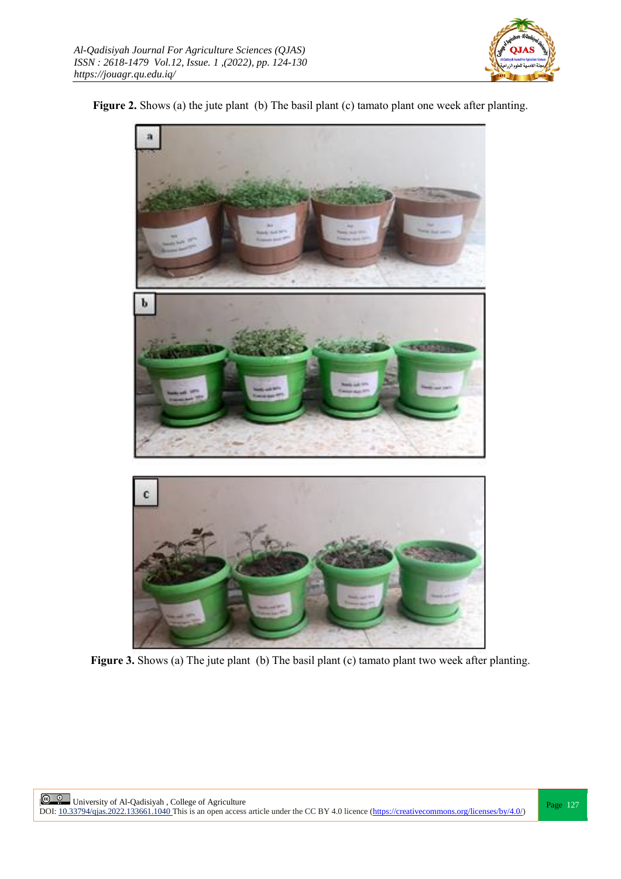**Figure 2.** Shows (a) the jute plant (b) The basil plant (c) tamato plant one week after planting.

**Figure 3.** Shows (a) The jute plant (b) The basil plant (c) tamato plant two week after planting.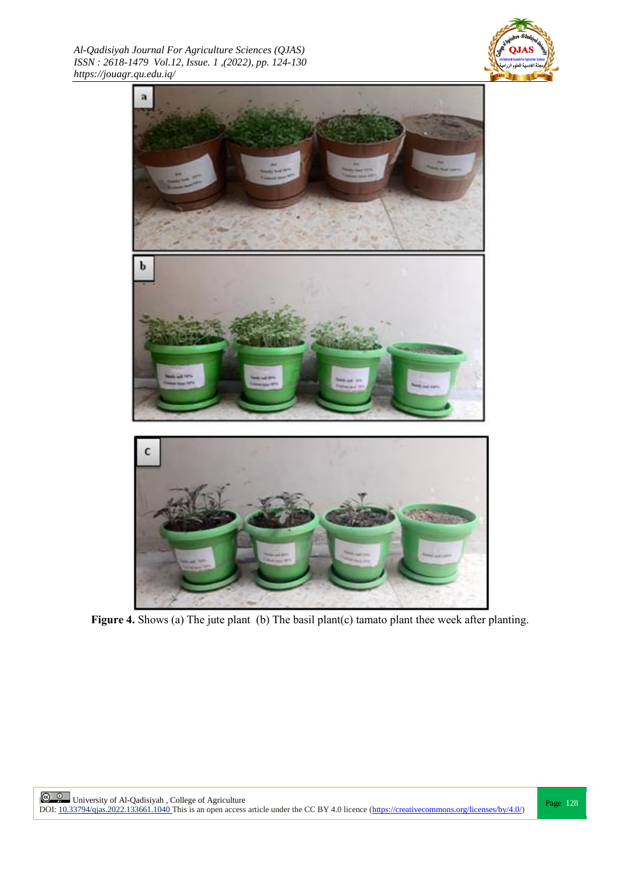**Figure 4.** Shows (a) The jute plant  (b) The basil plant(c) tamato plant thee week after planting.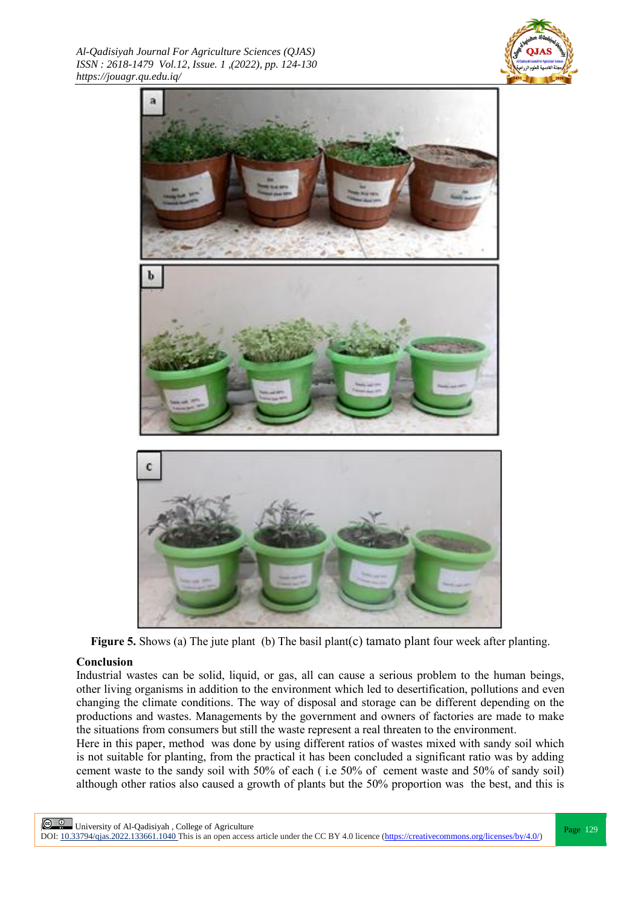**Figure 5.** Shows (a) The jute plant (b) The basil plant(c) tamato plant four week after planting.

## Conclusion

Industrial wastes can be solid, liquid, or gas, all can cause a serious problem to the human beings, other living organisms in addition to the environment which led to desertification, pollutions and even changing the climate conditions. The way of disposal and storage can be different depending on the productions and wastes. Managements by the government and owners of factories are made to make the situations from consumers but still the waste represent a real threaten to the environment.

Here in this paper, method was done by using different ratios of wastes mixed with sandy soil which is not suitable for planting, from the practical it has been concluded a significant ratio was by adding cement waste to the sandy soil with 50% of each ( i.e 50% of cement waste and 50% of sandy soil) although other ratios also caused a growth of plants but the 50% proportion was the best, and this is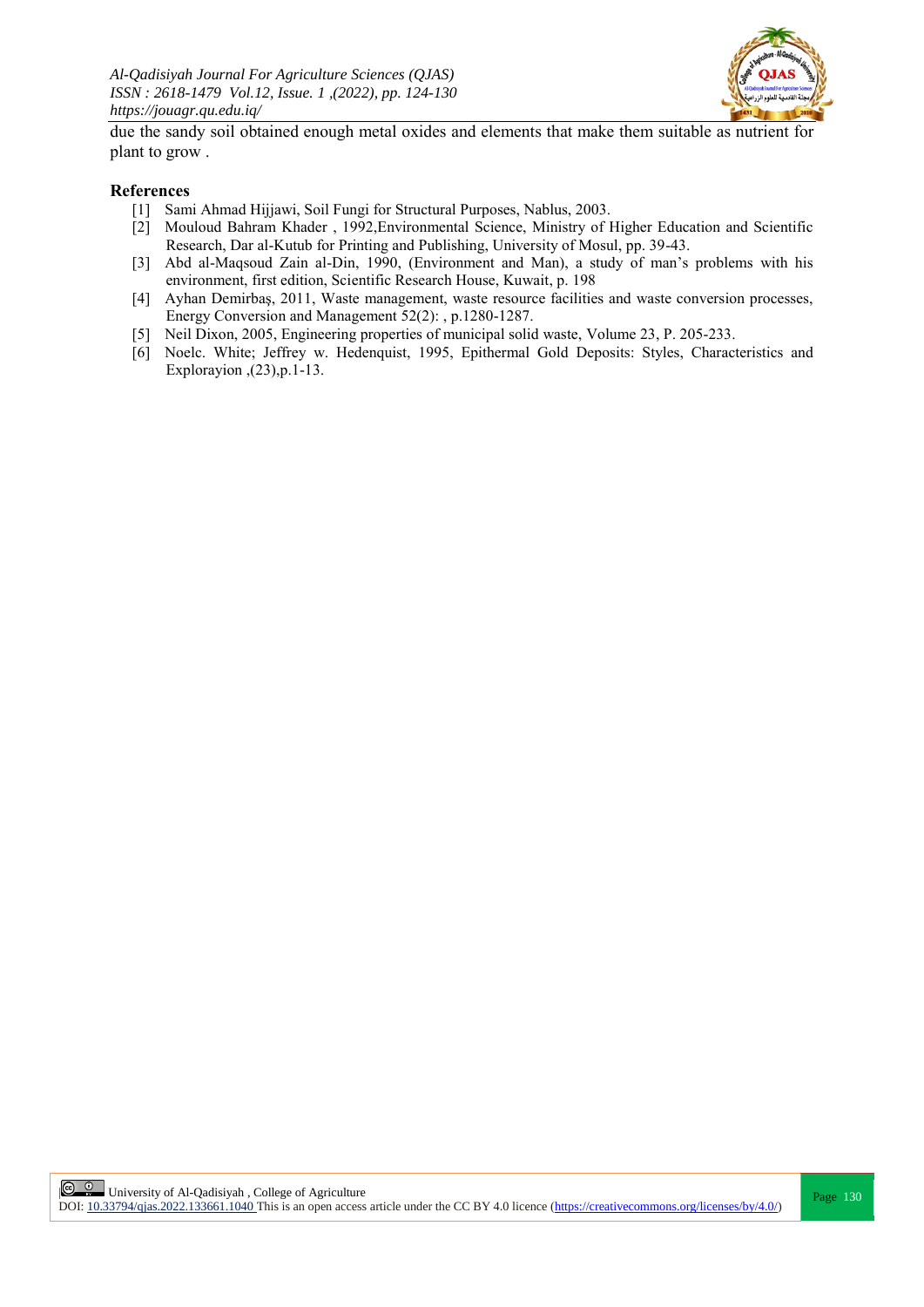due the sandy soil obtained enough metal oxides and elements that make them suitable as nutrient for plant to grow .

## References

[1] Sami Ahmad Hijjawi, Soil Fungi for Structural Purposes, Nablus, 2003.

[2] Mouloud Bahram Khader , 1992,Environmental Science, Ministry of Higher Education and Scientific Research, Dar al-Kutub for Printing and Publishing, University of Mosul, pp. 39-43.

[3] Abd al-Maqsoud Zain al-Din, 1990, (Environment and Man), a study of man's problems with his environment, first edition, Scientific Research House, Kuwait, p. 198

[4] Ayhan Demirbaş, 2011, Waste management, waste resource facilities and waste conversion processes, Energy Conversion and Management 52(2): , p.1280-1287.

[5] Neil Dixon, 2005, Engineering properties of municipal solid waste, Volume 23, P. 205-233.

[6] Noelc. White; Jeffrey w. Hedenquist, 1995, Epithermal Gold Deposits: Styles, Characteristics and Explorayion ,(23),p.1-13.